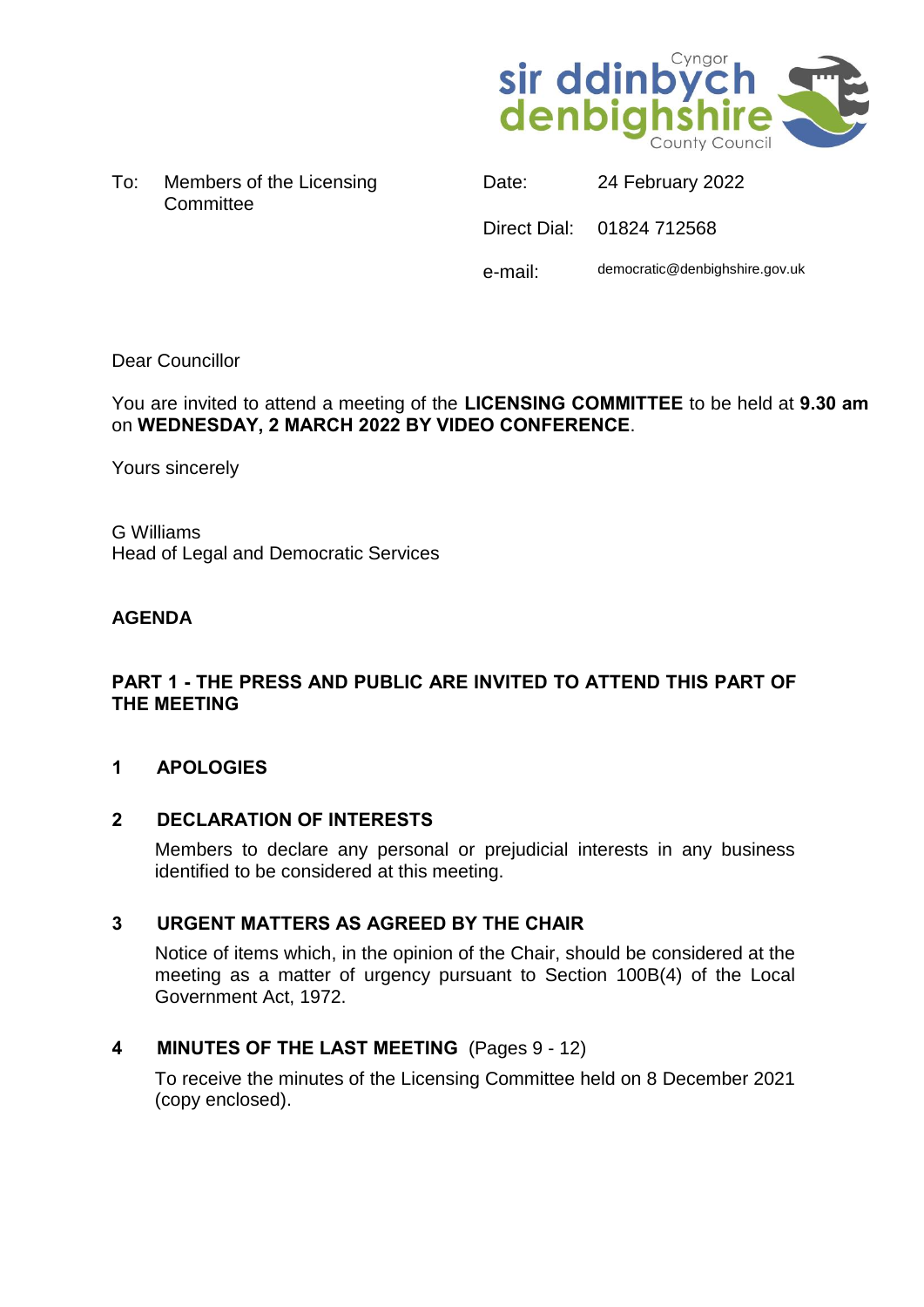Cyngor sir ddinbych denbighshire County Council

| | |
|---|---|
| To: Members of the Licensing Committee | Date: 24 February 2022 |
| | Direct Dial: 01824 712568 |
| | e-mail: democratic@denbighshire.gov.uk |

Dear Councillor

You are invited to attend a meeting of the **LICENSING COMMITTEE** to be held at **9.30 am** on **WEDNESDAY, 2 MARCH 2022 BY VIDEO CONFERENCE**.

Yours sincerely

G Williams
Head of Legal and Democratic Services

**AGENDA**

**PART 1 - THE PRESS AND PUBLIC ARE INVITED TO ATTEND THIS PART OF THE MEETING**

**1 APOLOGIES**

**2 DECLARATION OF INTERESTS**

Members to declare any personal or prejudicial interests in any business identified to be considered at this meeting.

**3 URGENT MATTERS AS AGREED BY THE CHAIR**

Notice of items which, in the opinion of the Chair, should be considered at the meeting as a matter of urgency pursuant to Section 100B(4) of the Local Government Act, 1972.

**4 MINUTES OF THE LAST MEETING** (Pages 9 - 12)

To receive the minutes of the Licensing Committee held on 8 December 2021 (copy enclosed).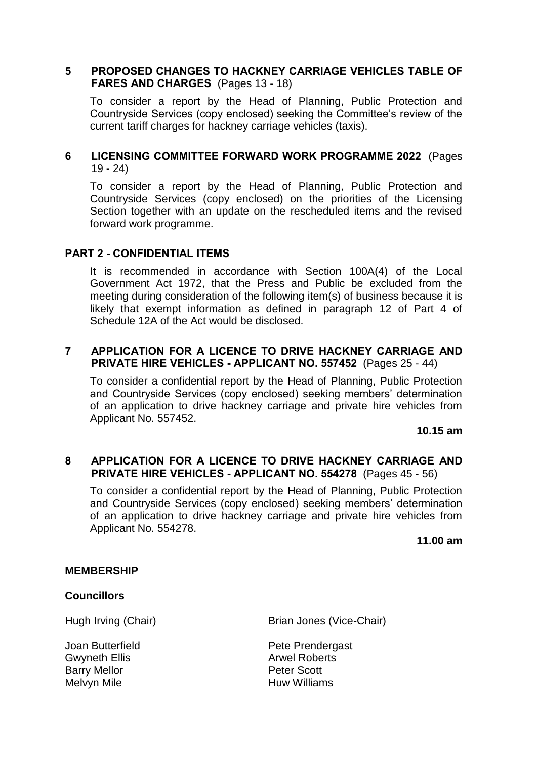## 5 PROPOSED CHANGES TO HACKNEY CARRIAGE VEHICLES TABLE OF FARES AND CHARGES (Pages 13 - 18)

To consider a report by the Head of Planning, Public Protection and Countryside Services (copy enclosed) seeking the Committee's review of the current tariff charges for hackney carriage vehicles (taxis).

## 6 LICENSING COMMITTEE FORWARD WORK PROGRAMME 2022 (Pages 19 - 24)

To consider a report by the Head of Planning, Public Protection and Countryside Services (copy enclosed) on the priorities of the Licensing Section together with an update on the rescheduled items and the revised forward work programme.

## PART 2 - CONFIDENTIAL ITEMS

It is recommended in accordance with Section 100A(4) of the Local Government Act 1972, that the Press and Public be excluded from the meeting during consideration of the following item(s) of business because it is likely that exempt information as defined in paragraph 12 of Part 4 of Schedule 12A of the Act would be disclosed.

## 7 APPLICATION FOR A LICENCE TO DRIVE HACKNEY CARRIAGE AND PRIVATE HIRE VEHICLES - APPLICANT NO. 557452 (Pages 25 - 44)

To consider a confidential report by the Head of Planning, Public Protection and Countryside Services (copy enclosed) seeking members' determination of an application to drive hackney carriage and private hire vehicles from Applicant No. 557452.

**10.15 am**

## 8 APPLICATION FOR A LICENCE TO DRIVE HACKNEY CARRIAGE AND PRIVATE HIRE VEHICLES - APPLICANT NO. 554278 (Pages 45 - 56)

To consider a confidential report by the Head of Planning, Public Protection and Countryside Services (copy enclosed) seeking members' determination of an application to drive hackney carriage and private hire vehicles from Applicant No. 554278.

**11.00 am**

## MEMBERSHIP

### Councillors

Hugh Irving (Chair)
Brian Jones (Vice-Chair)

Joan Butterfield
Gwyneth Ellis
Barry Mellor
Melvyn Mile
Pete Prendergast
Arwel Roberts
Peter Scott
Huw Williams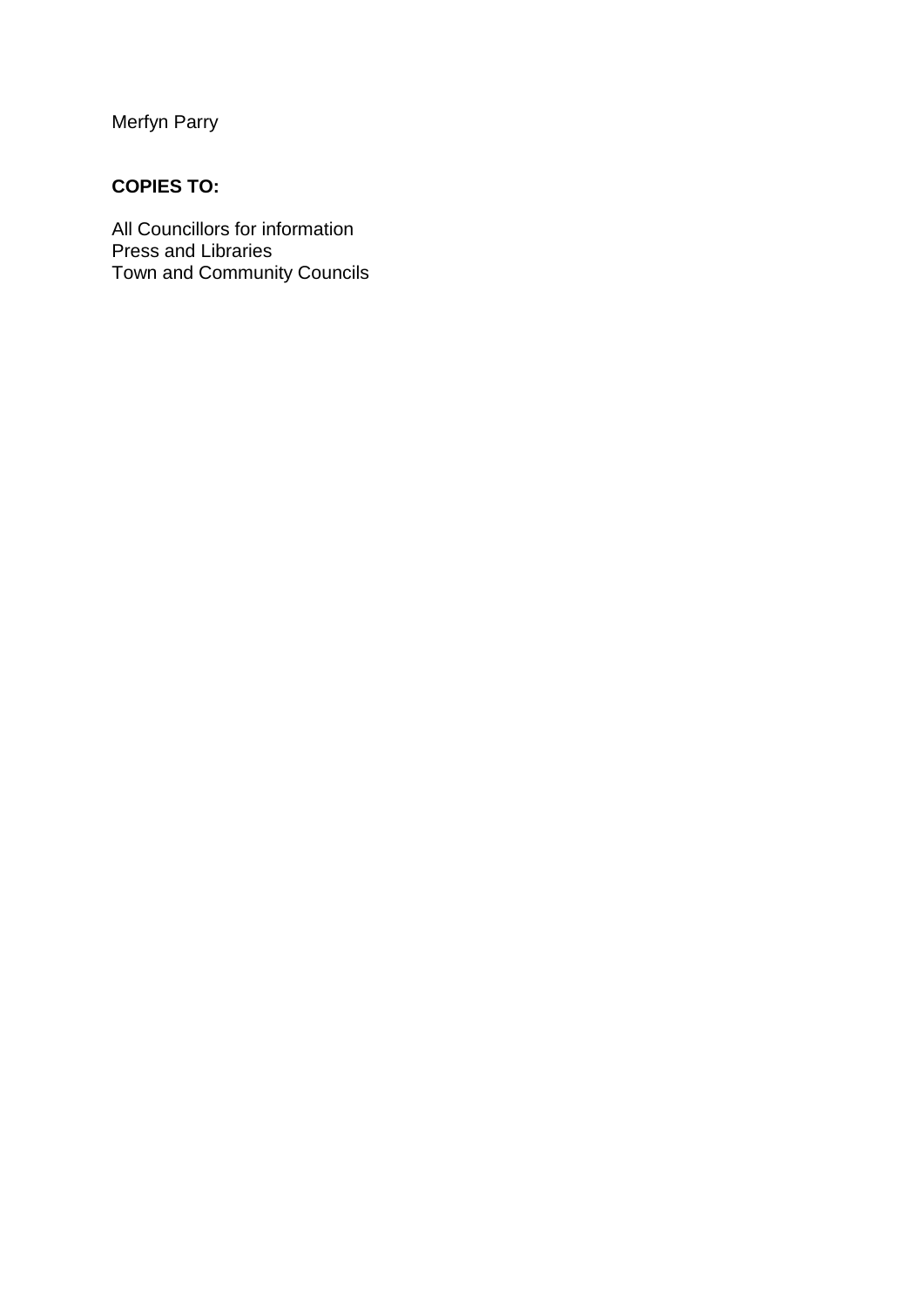Merfyn Parry

**COPIES TO:**

All Councillors for information
Press and Libraries
Town and Community Councils